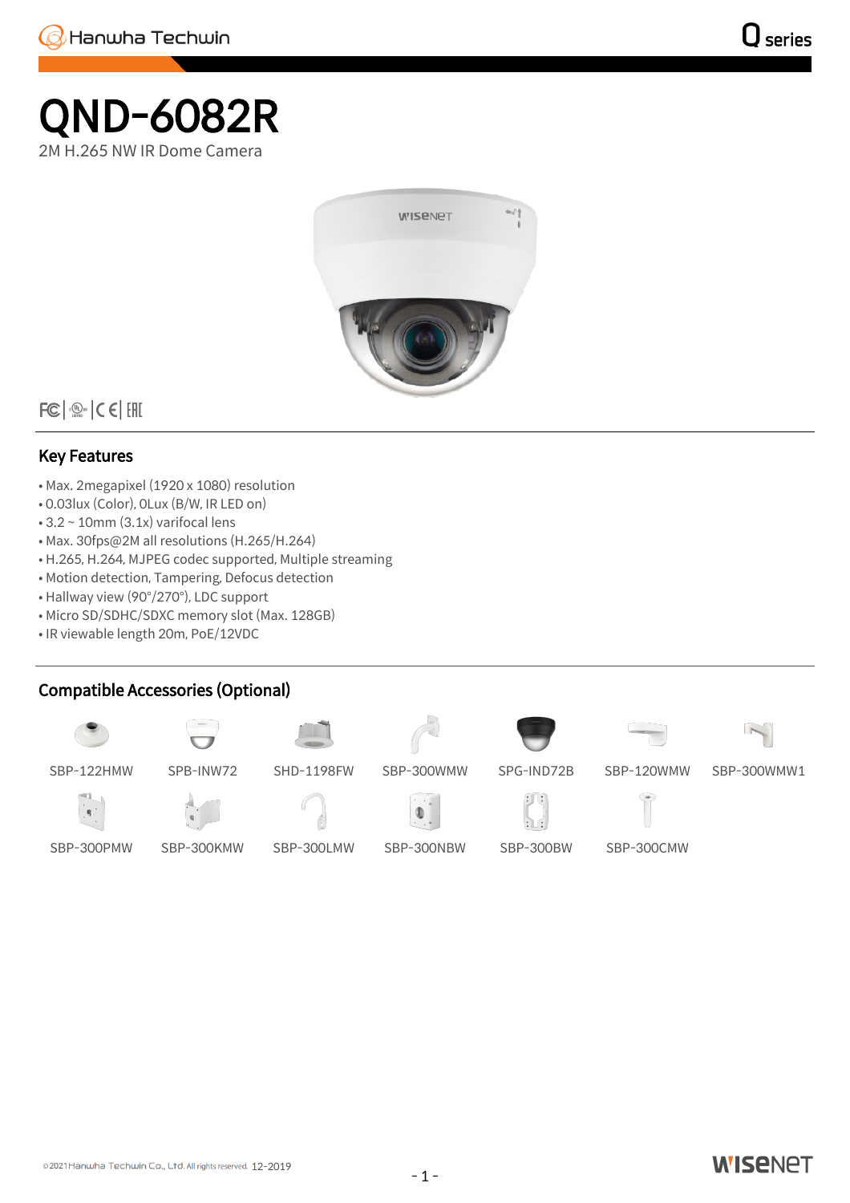# QND-6082R

2M H.265 NW IR Dome Camera

## Key Features

- Max. 2megapixel (1920 x 1080) resolution
- 0.03lux (Color), 0Lux (B/W, IR LED on)
- 3.2 ~ 10mm (3.1x) varifocal lens
- Max. 30fps@2M all resolutions (H.265/H.264)
- H.265, H.264, MJPEG codec supported, Multiple streaming
- Motion detection, Tampering, Defocus detection
- Hallway view (90°/270°), LDC support
- Micro SD/SDHC/SDXC memory slot (Max. 128GB)
- IR viewable length 20m, PoE/12VDC

## Compatible Accessories (Optional)

SBP-122HMW SPB-INW72 SHD-1198FW SBP-300WMW SPG-IND72B SBP-120WMW SBP-300WMW1

SBP-300PMW SBP-300KMW SBP-300LMW SBP-300NBW SBP-300BW SBP-300CMW

©2021 Hanwha Techwin Co., Ltd. All rights reserved. 12-2019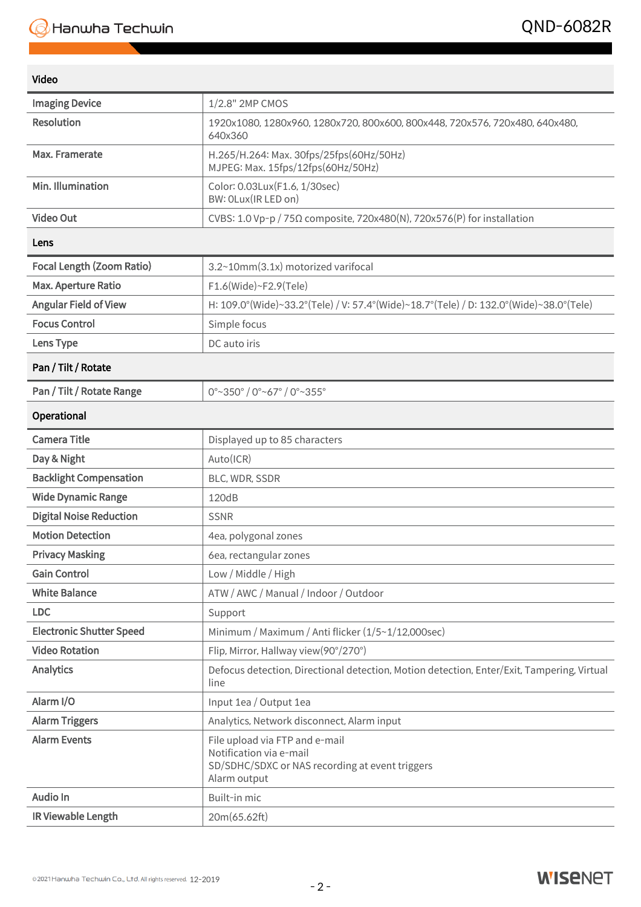## Video

| | |
|---|---|
| Imaging Device | 1/2.8" 2MP CMOS |
| Resolution | 1920x1080, 1280x960, 1280x720, 800x600, 800x448, 720x576, 720x480, 640x480, 640x360 |
| Max. Framerate | H.265/H.264: Max. 30fps/25fps(60Hz/50Hz)<br>MJPEG: Max. 15fps/12fps(60Hz/50Hz) |
| Min. Illumination | Color: 0.03Lux(F1.6, 1/30sec)<br>BW: 0Lux(IR LED on) |
| Video Out | CVBS: 1.0 Vp-p / 75Ω composite, 720x480(N), 720x576(P) for installation |

## Lens

| | |
|---|---|
| Focal Length (Zoom Ratio) | 3.2~10mm(3.1x) motorized varifocal |
| Max. Aperture Ratio | F1.6(Wide)~F2.9(Tele) |
| Angular Field of View | H: 109.0°(Wide)~33.2°(Tele) / V: 57.4°(Wide)~18.7°(Tele) / D: 132.0°(Wide)~38.0°(Tele) |
| Focus Control | Simple focus |
| Lens Type | DC auto iris |

## Pan / Tilt / Rotate

| | |
|---|---|
| Pan / Tilt / Rotate Range | 0°~350° / 0°~67° / 0°~355° |

## Operational

| | |
|---|---|
| Camera Title | Displayed up to 85 characters |
| Day & Night | Auto(ICR) |
| Backlight Compensation | BLC, WDR, SSDR |
| Wide Dynamic Range | 120dB |
| Digital Noise Reduction | SSNR |
| Motion Detection | 4ea, polygonal zones |
| Privacy Masking | 6ea, rectangular zones |
| Gain Control | Low / Middle / High |
| White Balance | ATW / AWC / Manual / Indoor / Outdoor |
| LDC | Support |
| Electronic Shutter Speed | Minimum / Maximum / Anti flicker (1/5~1/12,000sec) |
| Video Rotation | Flip, Mirror, Hallway view(90°/270°) |
| Analytics | Defocus detection, Directional detection, Motion detection, Enter/Exit, Tampering, Virtual line |
| Alarm I/O | Input 1ea / Output 1ea |
| Alarm Triggers | Analytics, Network disconnect, Alarm input |
| Alarm Events | File upload via FTP and e-mail<br>Notification via e-mail<br>SD/SDHC/SDXC or NAS recording at event triggers<br>Alarm output |
| Audio In | Built-in mic |
| IR Viewable Length | 20m(65.62ft) |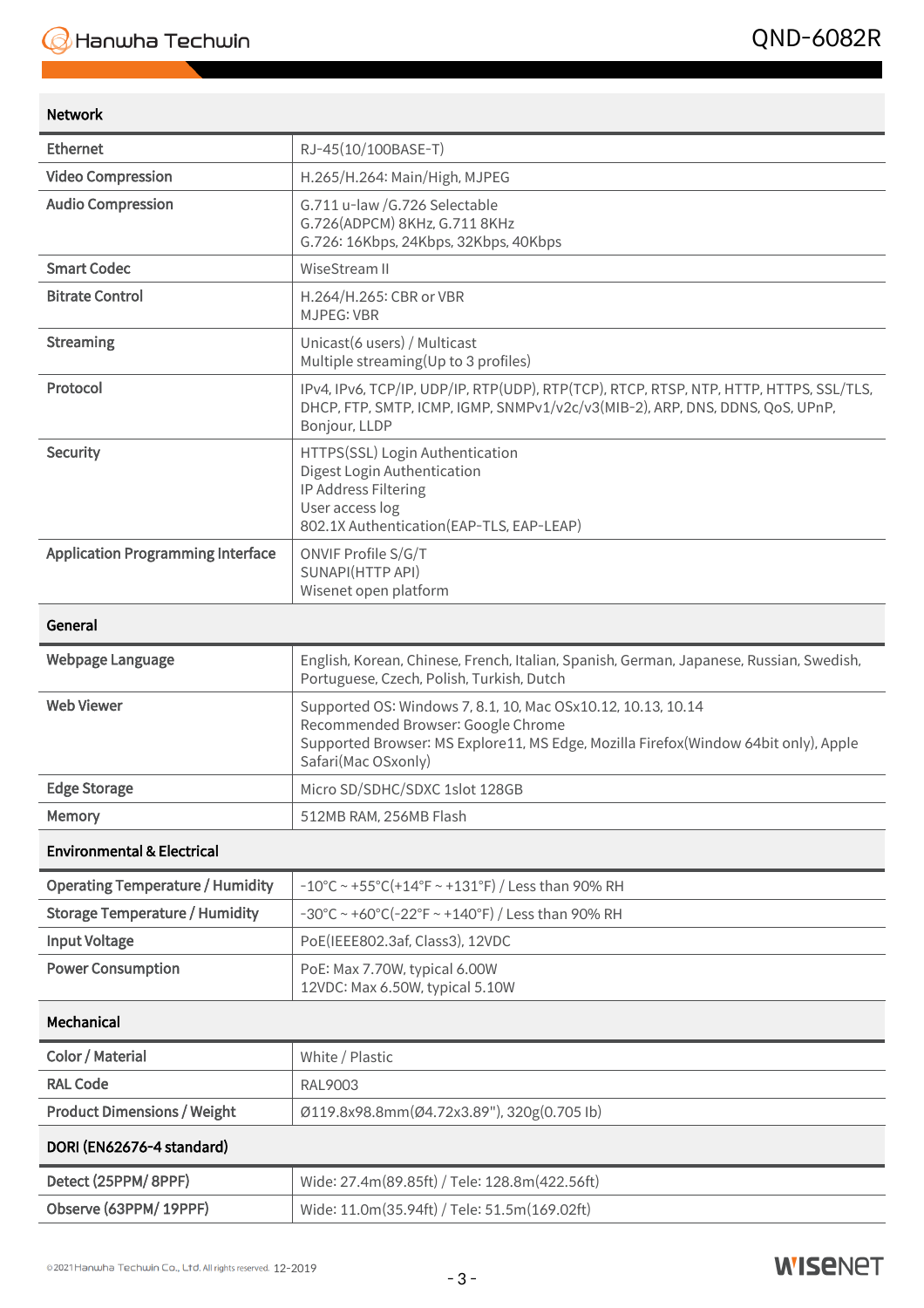| Network | |
|---|---|
| Ethernet | RJ-45(10/100BASE-T) |
| Video Compression | H.265/H.264: Main/High, MJPEG |
| Audio Compression | G.711 u-law /G.726 Selectable<br>G.726(ADPCM) 8KHz, G.711 8KHz<br>G.726: 16Kbps, 24Kbps, 32Kbps, 40Kbps |
| Smart Codec | WiseStream II |
| Bitrate Control | H.264/H.265: CBR or VBR<br>MJPEG: VBR |
| Streaming | Unicast(6 users) / Multicast<br>Multiple streaming(Up to 3 profiles) |
| Protocol | IPv4, IPv6, TCP/IP, UDP/IP, RTP(UDP), RTP(TCP), RTCP, RTSP, NTP, HTTP, HTTPS, SSL/TLS, DHCP, FTP, SMTP, ICMP, IGMP, SNMPv1/v2c/v3(MIB-2), ARP, DNS, DDNS, QoS, UPnP, Bonjour, LLDP |
| Security | HTTPS(SSL) Login Authentication<br>Digest Login Authentication<br>IP Address Filtering<br>User access log<br>802.1X Authentication(EAP-TLS, EAP-LEAP) |
| Application Programming Interface | ONVIF Profile S/G/T<br>SUNAPI(HTTP API)<br>Wisenet open platform |

| General | |
|---|---|
| Webpage Language | English, Korean, Chinese, French, Italian, Spanish, German, Japanese, Russian, Swedish, Portuguese, Czech, Polish, Turkish, Dutch |
| Web Viewer | Supported OS: Windows 7, 8.1, 10, Mac OSx10.12, 10.13, 10.14<br>Recommended Browser: Google Chrome<br>Supported Browser: MS Explore11, MS Edge, Mozilla Firefox(Window 64bit only), Apple Safari(Mac OSxonly) |
| Edge Storage | Micro SD/SDHC/SDXC 1slot 128GB |
| Memory | 512MB RAM, 256MB Flash |

| Environmental & Electrical | |
|---|---|
| Operating Temperature / Humidity | -10°C ~ +55°C(+14°F ~ +131°F) / Less than 90% RH |
| Storage Temperature / Humidity | -30°C ~ +60°C(-22°F ~ +140°F) / Less than 90% RH |
| Input Voltage | PoE(IEEE802.3af, Class3), 12VDC |
| Power Consumption | PoE: Max 7.70W, typical 6.00W<br>12VDC: Max 6.50W, typical 5.10W |

| Mechanical | |
|---|---|
| Color / Material | White / Plastic |
| RAL Code | RAL9003 |
| Product Dimensions / Weight | Ø119.8x98.8mm(Ø4.72x3.89"), 320g(0.705 lb) |

| DORI (EN62676-4 standard) | |
|---|---|
| Detect (25PPM/ 8PPF) | Wide: 27.4m(89.85ft) / Tele: 128.8m(422.56ft) |
| Observe (63PPM/ 19PPF) | Wide: 11.0m(35.94ft) / Tele: 51.5m(169.02ft) |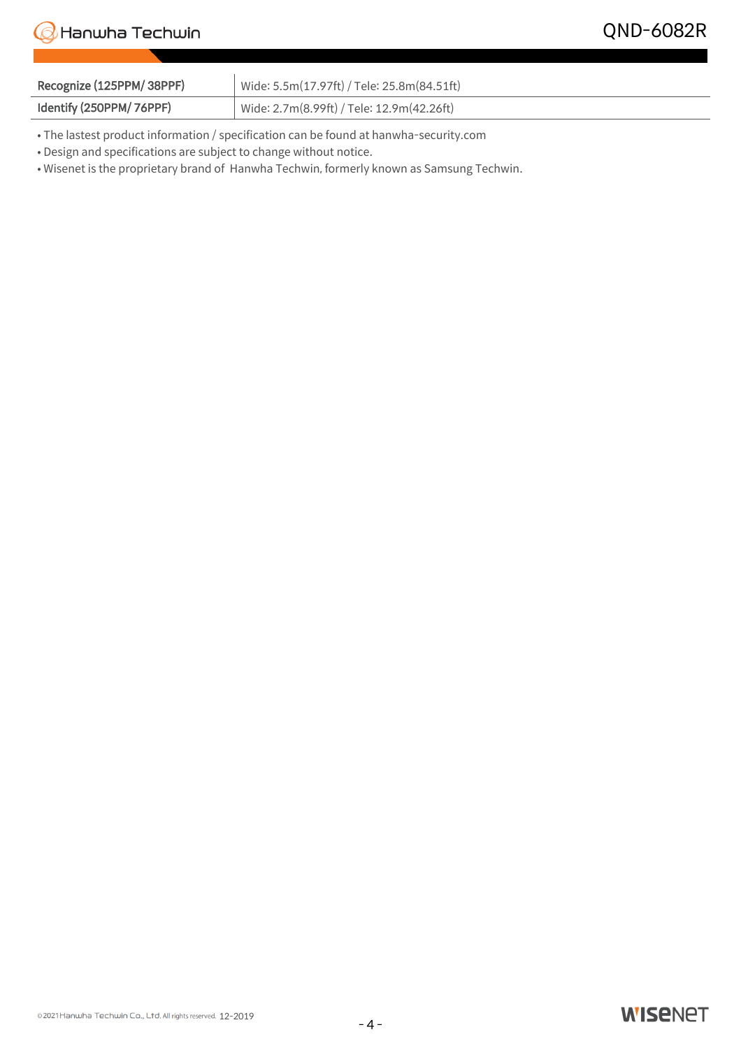| | |
|---|---|
| Recognize (125PPM/ 38PPF) | Wide: 5.5m(17.97ft) / Tele: 25.8m(84.51ft) |
| Identify (250PPM/ 76PPF) | Wide: 2.7m(8.99ft) / Tele: 12.9m(42.26ft) |

- The lastest product information / specification can be found at hanwha-security.com
- Design and specifications are subject to change without notice.
- Wisenet is the proprietary brand of Hanwha Techwin, formerly known as Samsung Techwin.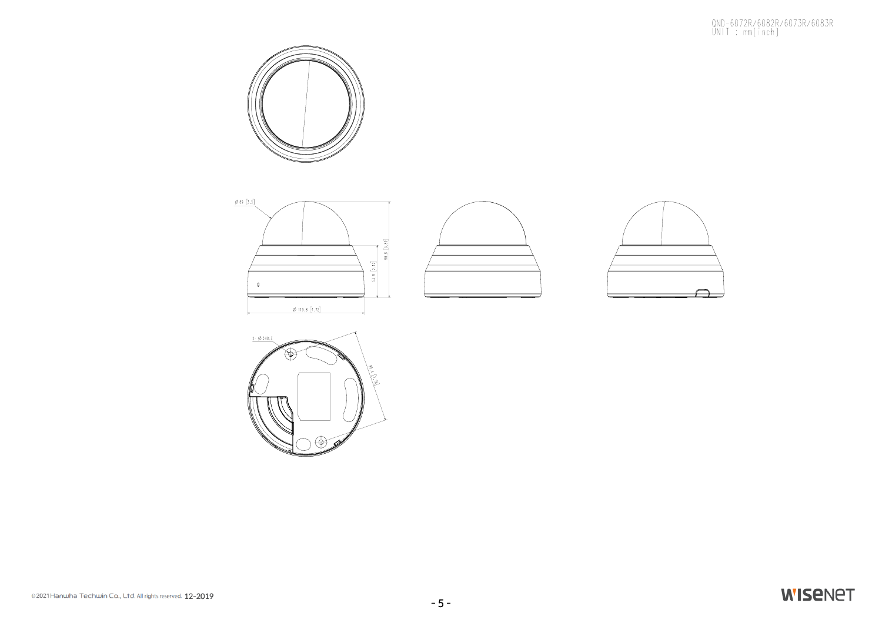QND-6072R/6082R/6073R/6083R
UNIT : mm[inch]

Ø 89 [3.5]

98.8 [3.89]

53.8 [2.12]

Ø 119.8 [4.72]

2- Ø 5+0.1

95.4 [3.76]

©2021 Hanwha Techwin Co., Ltd. All rights reserved. 12-2019